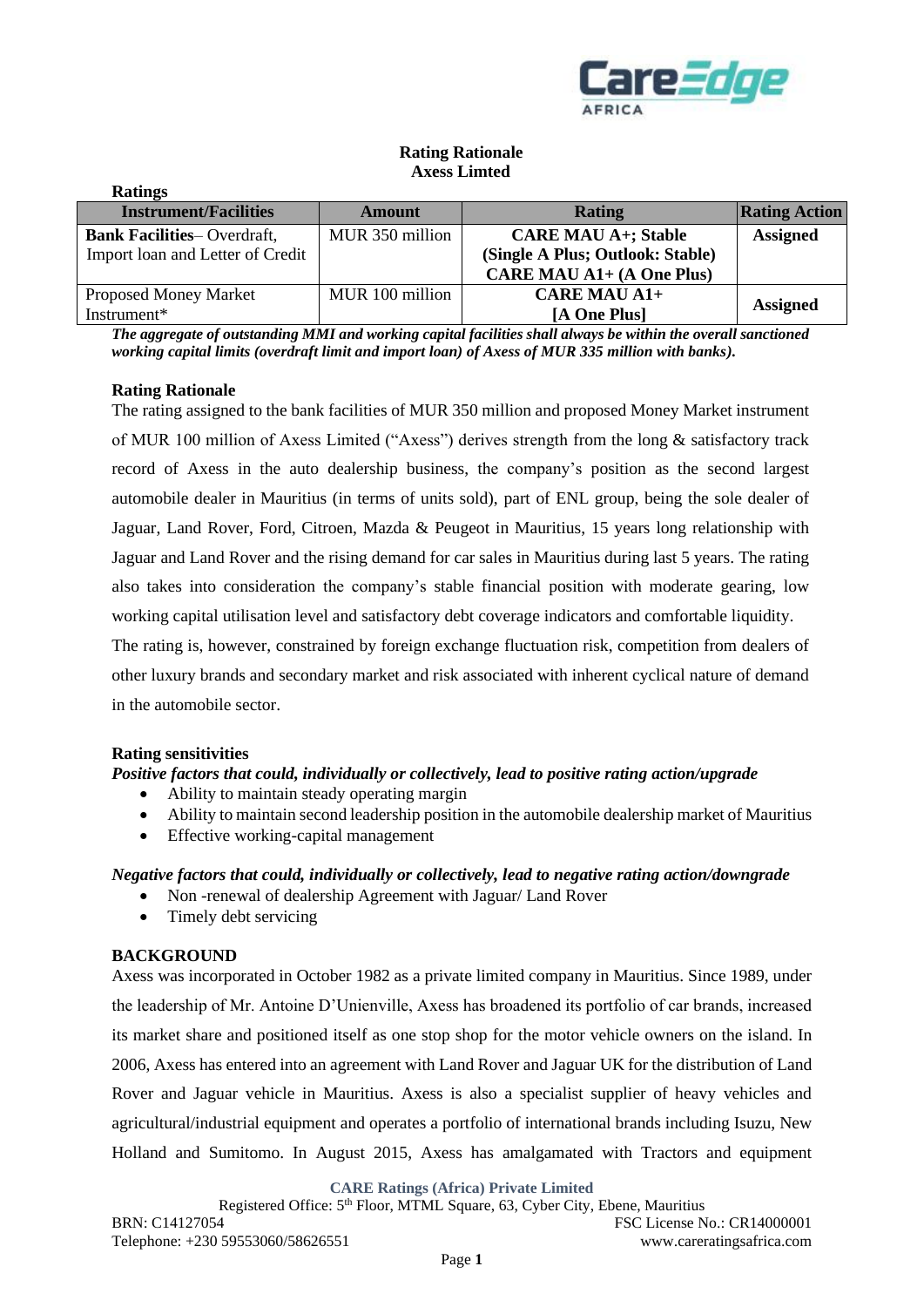**Rating Rationale**
**Axess Limted**

**Ratings**

| Instrument/Facilities | Amount | Rating | Rating Action |
|---|---|---|---|
| **Bank Facilities**– Overdraft, Import loan and Letter of Credit | MUR 350 million | **CARE MAU A+; Stable (Single A Plus; Outlook: Stable) CARE MAU A1+ (A One Plus)** | **Assigned** |
| Proposed Money Market Instrument* | MUR 100 million | **CARE MAU A1+ [A One Plus]** | **Assigned** |

***The aggregate of outstanding MMI and working capital facilities shall always be within the overall sanctioned working capital limits (overdraft limit and import loan) of Axess of MUR 335 million with banks).***

**Rating Rationale**

The rating assigned to the bank facilities of MUR 350 million and proposed Money Market instrument of MUR 100 million of Axess Limited ("Axess") derives strength from the long & satisfactory track record of Axess in the auto dealership business, the company's position as the second largest automobile dealer in Mauritius (in terms of units sold), part of ENL group, being the sole dealer of Jaguar, Land Rover, Ford, Citroen, Mazda & Peugeot in Mauritius, 15 years long relationship with Jaguar and Land Rover and the rising demand for car sales in Mauritius during last 5 years. The rating also takes into consideration the company's stable financial position with moderate gearing, low working capital utilisation level and satisfactory debt coverage indicators and comfortable liquidity.

The rating is, however, constrained by foreign exchange fluctuation risk, competition from dealers of other luxury brands and secondary market and risk associated with inherent cyclical nature of demand in the automobile sector.

**Rating sensitivities**

***Positive factors that could, individually or collectively, lead to positive rating action/upgrade***

- Ability to maintain steady operating margin
- Ability to maintain second leadership position in the automobile dealership market of Mauritius
- Effective working-capital management

***Negative factors that could, individually or collectively, lead to negative rating action/downgrade***

- Non -renewal of dealership Agreement with Jaguar/ Land Rover
- Timely debt servicing

**BACKGROUND**

Axess was incorporated in October 1982 as a private limited company in Mauritius. Since 1989, under the leadership of Mr. Antoine D'Unienville, Axess has broadened its portfolio of car brands, increased its market share and positioned itself as one stop shop for the motor vehicle owners on the island. In 2006, Axess has entered into an agreement with Land Rover and Jaguar UK for the distribution of Land Rover and Jaguar vehicle in Mauritius. Axess is also a specialist supplier of heavy vehicles and agricultural/industrial equipment and operates a portfolio of international brands including Isuzu, New Holland and Sumitomo. In August 2015, Axess has amalgamated with Tractors and equipment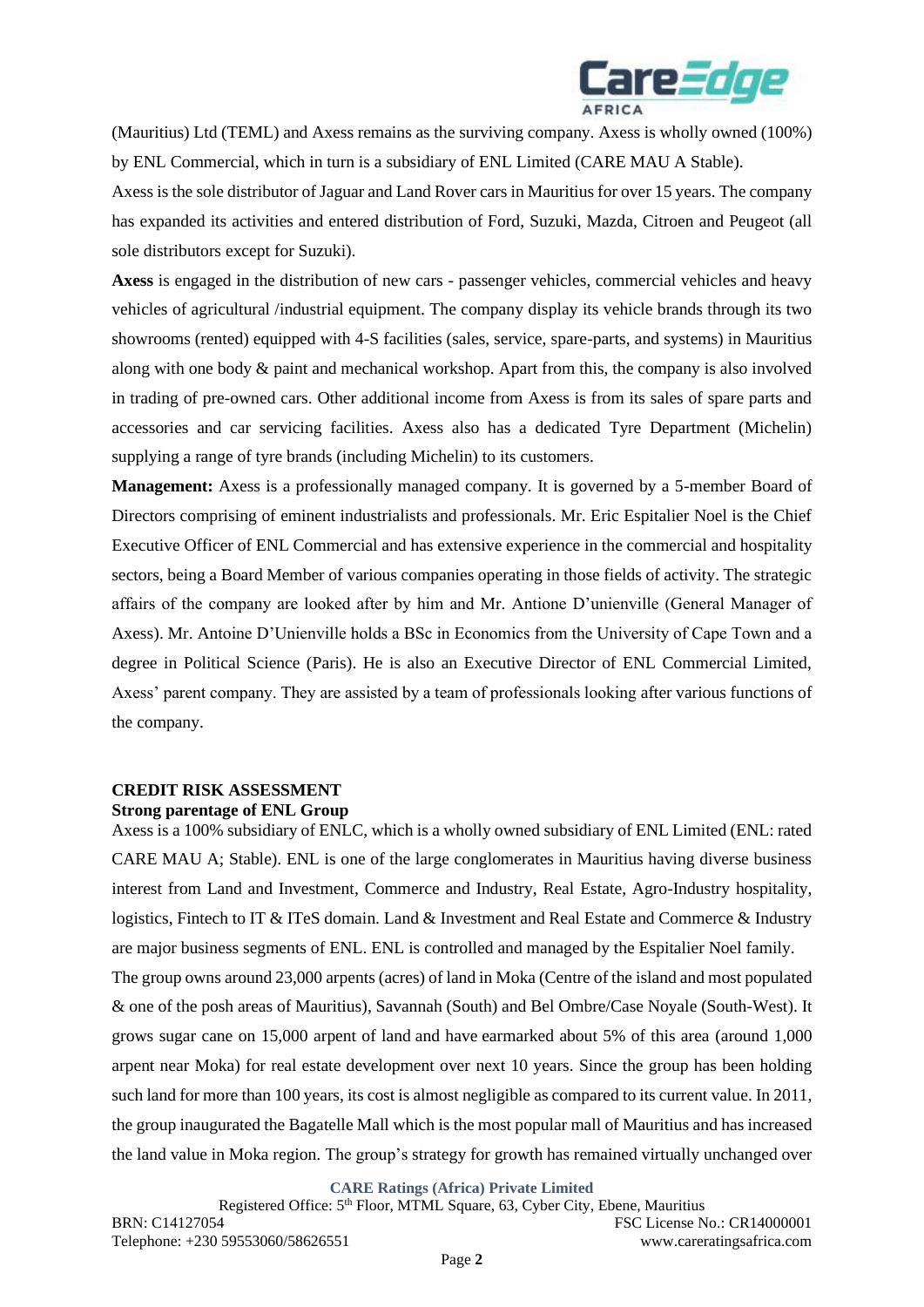(Mauritius) Ltd (TEML) and Axess remains as the surviving company. Axess is wholly owned (100%) by ENL Commercial, which in turn is a subsidiary of ENL Limited (CARE MAU A Stable).

Axess is the sole distributor of Jaguar and Land Rover cars in Mauritius for over 15 years. The company has expanded its activities and entered distribution of Ford, Suzuki, Mazda, Citroen and Peugeot (all sole distributors except for Suzuki).

**Axess** is engaged in the distribution of new cars - passenger vehicles, commercial vehicles and heavy vehicles of agricultural /industrial equipment. The company display its vehicle brands through its two showrooms (rented) equipped with 4-S facilities (sales, service, spare-parts, and systems) in Mauritius along with one body & paint and mechanical workshop. Apart from this, the company is also involved in trading of pre-owned cars. Other additional income from Axess is from its sales of spare parts and accessories and car servicing facilities. Axess also has a dedicated Tyre Department (Michelin) supplying a range of tyre brands (including Michelin) to its customers.

**Management:** Axess is a professionally managed company. It is governed by a 5-member Board of Directors comprising of eminent industrialists and professionals. Mr. Eric Espitalier Noel is the Chief Executive Officer of ENL Commercial and has extensive experience in the commercial and hospitality sectors, being a Board Member of various companies operating in those fields of activity. The strategic affairs of the company are looked after by him and Mr. Antione D'unienville (General Manager of Axess). Mr. Antoine D'Unienville holds a BSc in Economics from the University of Cape Town and a degree in Political Science (Paris). He is also an Executive Director of ENL Commercial Limited, Axess' parent company. They are assisted by a team of professionals looking after various functions of the company.

## CREDIT RISK ASSESSMENT

### Strong parentage of ENL Group

Axess is a 100% subsidiary of ENLC, which is a wholly owned subsidiary of ENL Limited (ENL: rated CARE MAU A; Stable). ENL is one of the large conglomerates in Mauritius having diverse business interest from Land and Investment, Commerce and Industry, Real Estate, Agro-Industry hospitality, logistics, Fintech to IT & ITeS domain. Land & Investment and Real Estate and Commerce & Industry are major business segments of ENL. ENL is controlled and managed by the Espitalier Noel family.

The group owns around 23,000 arpents (acres) of land in Moka (Centre of the island and most populated & one of the posh areas of Mauritius), Savannah (South) and Bel Ombre/Case Noyale (South-West). It grows sugar cane on 15,000 arpent of land and have earmarked about 5% of this area (around 1,000 arpent near Moka) for real estate development over next 10 years. Since the group has been holding such land for more than 100 years, its cost is almost negligible as compared to its current value. In 2011, the group inaugurated the Bagatelle Mall which is the most popular mall of Mauritius and has increased the land value in Moka region. The group's strategy for growth has remained virtually unchanged over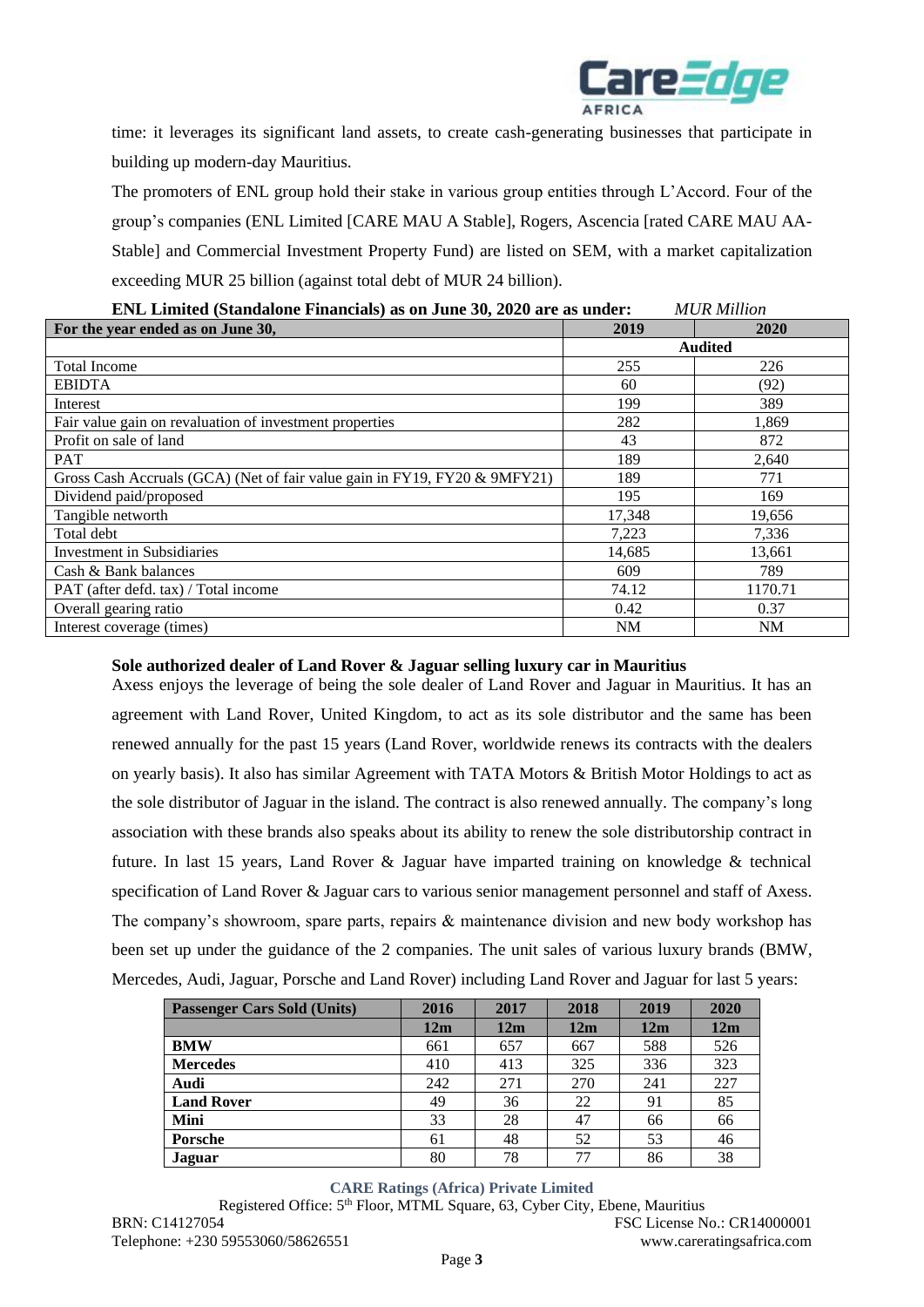time: it leverages its significant land assets, to create cash-generating businesses that participate in building up modern-day Mauritius.

The promoters of ENL group hold their stake in various group entities through L'Accord. Four of the group's companies (ENL Limited [CARE MAU A Stable], Rogers, Ascencia [rated CARE MAU AA-Stable] and Commercial Investment Property Fund) are listed on SEM, with a market capitalization exceeding MUR 25 billion (against total debt of MUR 24 billion).

**ENL Limited (Standalone Financials) as on June 30, 2020 are as under:** *MUR Million*

| For the year ended as on June 30, | 2019 | 2020 |
|---|---|---|
| | Audited | |
| Total Income | 255 | 226 |
| EBIDTA | 60 | (92) |
| Interest | 199 | 389 |
| Fair value gain on revaluation of investment properties | 282 | 1,869 |
| Profit on sale of land | 43 | 872 |
| PAT | 189 | 2,640 |
| Gross Cash Accruals (GCA) (Net of fair value gain in FY19, FY20 & 9MFY21) | 189 | 771 |
| Dividend paid/proposed | 195 | 169 |
| Tangible networth | 17,348 | 19,656 |
| Total debt | 7,223 | 7,336 |
| Investment in Subsidiaries | 14,685 | 13,661 |
| Cash & Bank balances | 609 | 789 |
| PAT (after defd. tax) / Total income | 74.12 | 1170.71 |
| Overall gearing ratio | 0.42 | 0.37 |
| Interest coverage (times) | NM | NM |

**Sole authorized dealer of Land Rover & Jaguar selling luxury car in Mauritius**

Axess enjoys the leverage of being the sole dealer of Land Rover and Jaguar in Mauritius. It has an agreement with Land Rover, United Kingdom, to act as its sole distributor and the same has been renewed annually for the past 15 years (Land Rover, worldwide renews its contracts with the dealers on yearly basis). It also has similar Agreement with TATA Motors & British Motor Holdings to act as the sole distributor of Jaguar in the island. The contract is also renewed annually. The company's long association with these brands also speaks about its ability to renew the sole distributorship contract in future. In last 15 years, Land Rover & Jaguar have imparted training on knowledge & technical specification of Land Rover & Jaguar cars to various senior management personnel and staff of Axess. The company's showroom, spare parts, repairs & maintenance division and new body workshop has been set up under the guidance of the 2 companies. The unit sales of various luxury brands (BMW, Mercedes, Audi, Jaguar, Porsche and Land Rover) including Land Rover and Jaguar for last 5 years:

| Passenger Cars Sold (Units) | 2016 | 2017 | 2018 | 2019 | 2020 |
|---|---|---|---|---|---|
| | 12m | 12m | 12m | 12m | 12m |
| **BMW** | 661 | 657 | 667 | 588 | 526 |
| **Mercedes** | 410 | 413 | 325 | 336 | 323 |
| **Audi** | 242 | 271 | 270 | 241 | 227 |
| **Land Rover** | 49 | 36 | 22 | 91 | 85 |
| **Mini** | 33 | 28 | 47 | 66 | 66 |
| **Porsche** | 61 | 48 | 52 | 53 | 46 |
| **Jaguar** | 80 | 78 | 77 | 86 | 38 |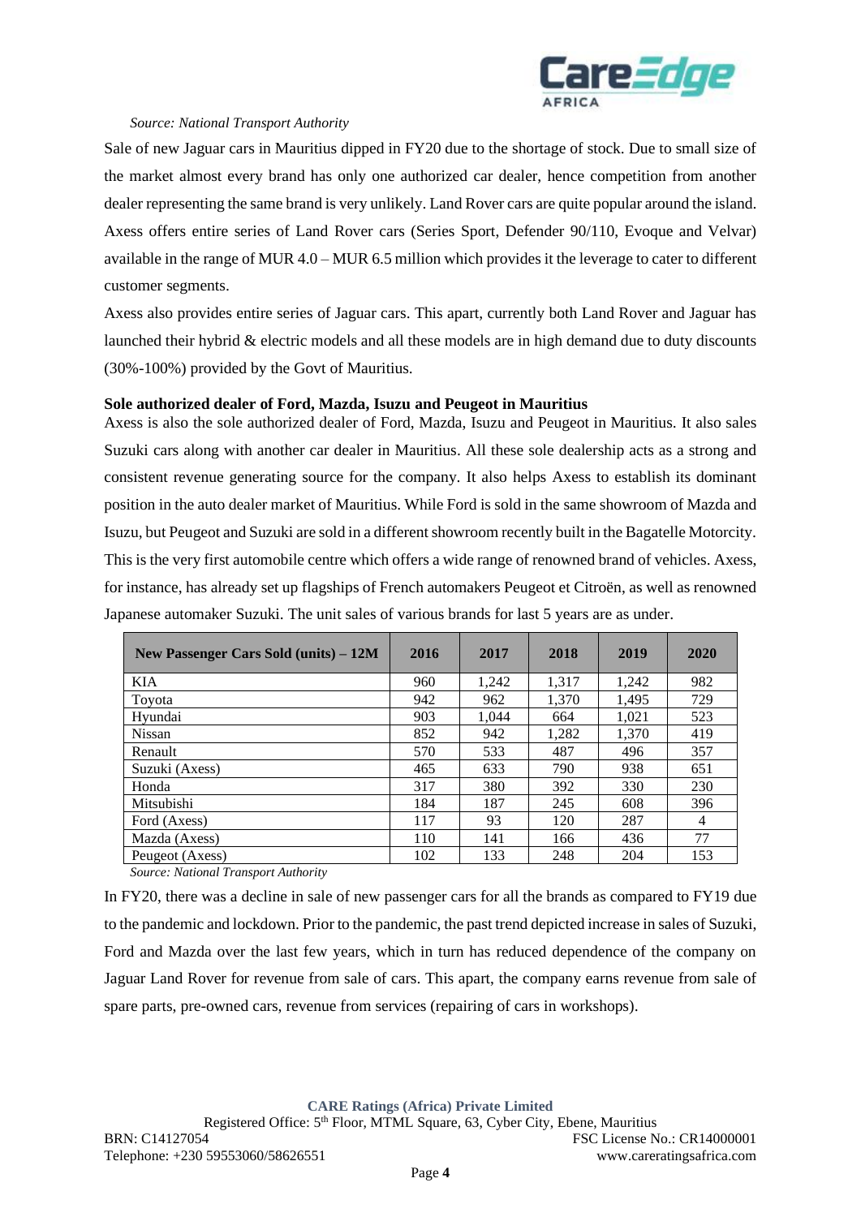*Source: National Transport Authority*

Sale of new Jaguar cars in Mauritius dipped in FY20 due to the shortage of stock. Due to small size of the market almost every brand has only one authorized car dealer, hence competition from another dealer representing the same brand is very unlikely. Land Rover cars are quite popular around the island. Axess offers entire series of Land Rover cars (Series Sport, Defender 90/110, Evoque and Velvar) available in the range of MUR 4.0 – MUR 6.5 million which provides it the leverage to cater to different customer segments.

Axess also provides entire series of Jaguar cars. This apart, currently both Land Rover and Jaguar has launched their hybrid & electric models and all these models are in high demand due to duty discounts (30%-100%) provided by the Govt of Mauritius.

**Sole authorized dealer of Ford, Mazda, Isuzu and Peugeot in Mauritius**

Axess is also the sole authorized dealer of Ford, Mazda, Isuzu and Peugeot in Mauritius. It also sales Suzuki cars along with another car dealer in Mauritius. All these sole dealership acts as a strong and consistent revenue generating source for the company. It also helps Axess to establish its dominant position in the auto dealer market of Mauritius. While Ford is sold in the same showroom of Mazda and Isuzu, but Peugeot and Suzuki are sold in a different showroom recently built in the Bagatelle Motorcity. This is the very first automobile centre which offers a wide range of renowned brand of vehicles. Axess, for instance, has already set up flagships of French automakers Peugeot et Citroën, as well as renowned Japanese automaker Suzuki. The unit sales of various brands for last 5 years are as under.

| New Passenger Cars Sold (units) – 12M | 2016 | 2017 | 2018 | 2019 | 2020 |
|---|---|---|---|---|---|
| KIA | 960 | 1,242 | 1,317 | 1,242 | 982 |
| Toyota | 942 | 962 | 1,370 | 1,495 | 729 |
| Hyundai | 903 | 1,044 | 664 | 1,021 | 523 |
| Nissan | 852 | 942 | 1,282 | 1,370 | 419 |
| Renault | 570 | 533 | 487 | 496 | 357 |
| Suzuki (Axess) | 465 | 633 | 790 | 938 | 651 |
| Honda | 317 | 380 | 392 | 330 | 230 |
| Mitsubishi | 184 | 187 | 245 | 608 | 396 |
| Ford (Axess) | 117 | 93 | 120 | 287 | 4 |
| Mazda (Axess) | 110 | 141 | 166 | 436 | 77 |
| Peugeot (Axess) | 102 | 133 | 248 | 204 | 153 |

*Source: National Transport Authority*

In FY20, there was a decline in sale of new passenger cars for all the brands as compared to FY19 due to the pandemic and lockdown. Prior to the pandemic, the past trend depicted increase in sales of Suzuki, Ford and Mazda over the last few years, which in turn has reduced dependence of the company on Jaguar Land Rover for revenue from sale of cars. This apart, the company earns revenue from sale of spare parts, pre-owned cars, revenue from services (repairing of cars in workshops).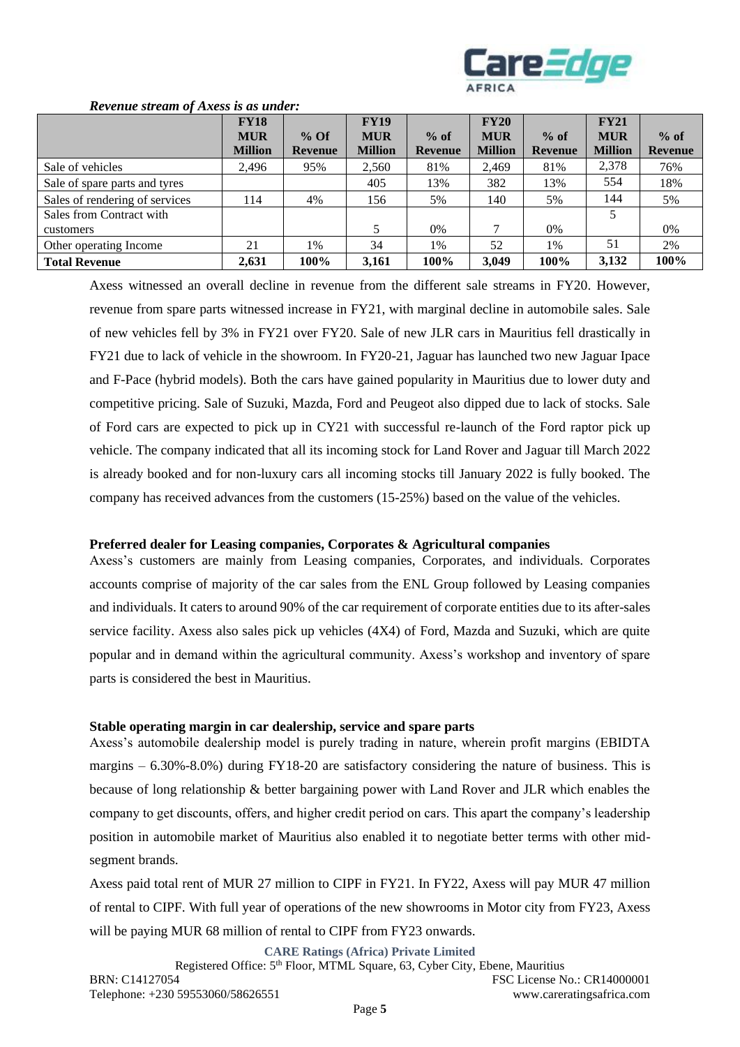***Revenue stream of Axess is as under:***

| | FY18 MUR Million | % Of Revenue | FY19 MUR Million | % of Revenue | FY20 MUR Million | % of Revenue | FY21 MUR Million | % of Revenue |
|---|---|---|---|---|---|---|---|---|
| Sale of vehicles | 2,496 | 95% | 2,560 | 81% | 2,469 | 81% | 2,378 | 76% |
| Sale of spare parts and tyres | | | 405 | 13% | 382 | 13% | 554 | 18% |
| Sales of rendering of services | 114 | 4% | 156 | 5% | 140 | 5% | 144 | 5% |
| Sales from Contract with customers | | | 5 | 0% | 7 | 0% | 5 | 0% |
| Other operating Income | 21 | 1% | 34 | 1% | 52 | 1% | 51 | 2% |
| **Total Revenue** | **2,631** | **100%** | **3,161** | **100%** | **3,049** | **100%** | **3,132** | **100%** |

Axess witnessed an overall decline in revenue from the different sale streams in FY20. However, revenue from spare parts witnessed increase in FY21, with marginal decline in automobile sales. Sale of new vehicles fell by 3% in FY21 over FY20. Sale of new JLR cars in Mauritius fell drastically in FY21 due to lack of vehicle in the showroom. In FY20-21, Jaguar has launched two new Jaguar Ipace and F-Pace (hybrid models). Both the cars have gained popularity in Mauritius due to lower duty and competitive pricing. Sale of Suzuki, Mazda, Ford and Peugeot also dipped due to lack of stocks. Sale of Ford cars are expected to pick up in CY21 with successful re-launch of the Ford raptor pick up vehicle. The company indicated that all its incoming stock for Land Rover and Jaguar till March 2022 is already booked and for non-luxury cars all incoming stocks till January 2022 is fully booked. The company has received advances from the customers (15-25%) based on the value of the vehicles.

**Preferred dealer for Leasing companies, Corporates & Agricultural companies**

Axess's customers are mainly from Leasing companies, Corporates, and individuals. Corporates accounts comprise of majority of the car sales from the ENL Group followed by Leasing companies and individuals. It caters to around 90% of the car requirement of corporate entities due to its after-sales service facility. Axess also sales pick up vehicles (4X4) of Ford, Mazda and Suzuki, which are quite popular and in demand within the agricultural community. Axess's workshop and inventory of spare parts is considered the best in Mauritius.

**Stable operating margin in car dealership, service and spare parts**

Axess's automobile dealership model is purely trading in nature, wherein profit margins (EBIDTA margins – 6.30%-8.0%) during FY18-20 are satisfactory considering the nature of business. This is because of long relationship & better bargaining power with Land Rover and JLR which enables the company to get discounts, offers, and higher credit period on cars. This apart the company's leadership position in automobile market of Mauritius also enabled it to negotiate better terms with other mid-segment brands.

Axess paid total rent of MUR 27 million to CIPF in FY21. In FY22, Axess will pay MUR 47 million of rental to CIPF. With full year of operations of the new showrooms in Motor city from FY23, Axess will be paying MUR 68 million of rental to CIPF from FY23 onwards.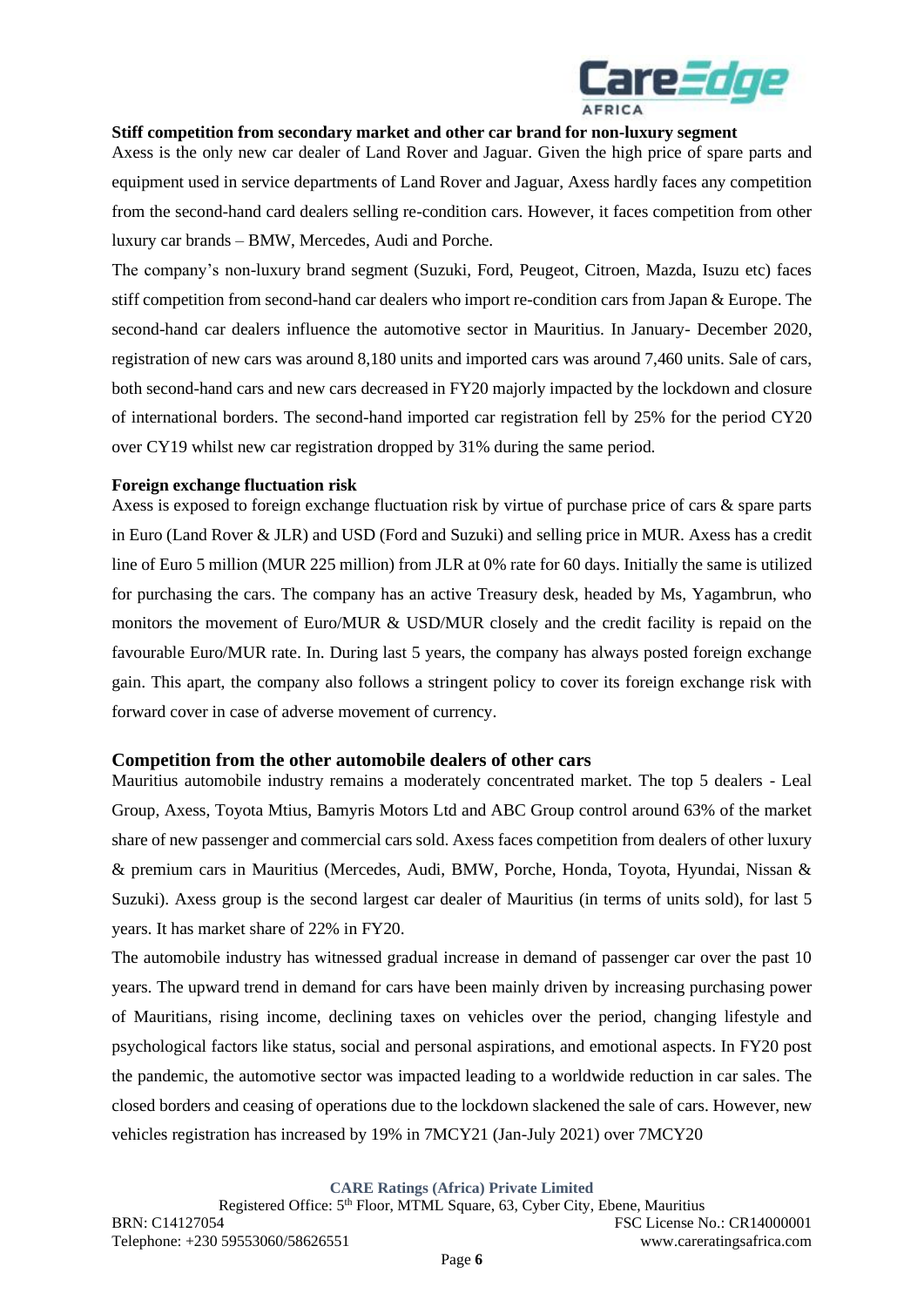**Stiff competition from secondary market and other car brand for non-luxury segment**

Axess is the only new car dealer of Land Rover and Jaguar. Given the high price of spare parts and equipment used in service departments of Land Rover and Jaguar, Axess hardly faces any competition from the second-hand card dealers selling re-condition cars. However, it faces competition from other luxury car brands – BMW, Mercedes, Audi and Porche.

The company's non-luxury brand segment (Suzuki, Ford, Peugeot, Citroen, Mazda, Isuzu etc) faces stiff competition from second-hand car dealers who import re-condition cars from Japan & Europe. The second-hand car dealers influence the automotive sector in Mauritius. In January- December 2020, registration of new cars was around 8,180 units and imported cars was around 7,460 units. Sale of cars, both second-hand cars and new cars decreased in FY20 majorly impacted by the lockdown and closure of international borders. The second-hand imported car registration fell by 25% for the period CY20 over CY19 whilst new car registration dropped by 31% during the same period.

**Foreign exchange fluctuation risk**

Axess is exposed to foreign exchange fluctuation risk by virtue of purchase price of cars & spare parts in Euro (Land Rover & JLR) and USD (Ford and Suzuki) and selling price in MUR. Axess has a credit line of Euro 5 million (MUR 225 million) from JLR at 0% rate for 60 days. Initially the same is utilized for purchasing the cars. The company has an active Treasury desk, headed by Ms, Yagambrun, who monitors the movement of Euro/MUR & USD/MUR closely and the credit facility is repaid on the favourable Euro/MUR rate. In. During last 5 years, the company has always posted foreign exchange gain. This apart, the company also follows a stringent policy to cover its foreign exchange risk with forward cover in case of adverse movement of currency.

**Competition from the other automobile dealers of other cars**

Mauritius automobile industry remains a moderately concentrated market. The top 5 dealers - Leal Group, Axess, Toyota Mtius, Bamyris Motors Ltd and ABC Group control around 63% of the market share of new passenger and commercial cars sold. Axess faces competition from dealers of other luxury & premium cars in Mauritius (Mercedes, Audi, BMW, Porche, Honda, Toyota, Hyundai, Nissan & Suzuki). Axess group is the second largest car dealer of Mauritius (in terms of units sold), for last 5 years. It has market share of 22% in FY20.

The automobile industry has witnessed gradual increase in demand of passenger car over the past 10 years. The upward trend in demand for cars have been mainly driven by increasing purchasing power of Mauritians, rising income, declining taxes on vehicles over the period, changing lifestyle and psychological factors like status, social and personal aspirations, and emotional aspects. In FY20 post the pandemic, the automotive sector was impacted leading to a worldwide reduction in car sales. The closed borders and ceasing of operations due to the lockdown slackened the sale of cars. However, new vehicles registration has increased by 19% in 7MCY21 (Jan-July 2021) over 7MCY20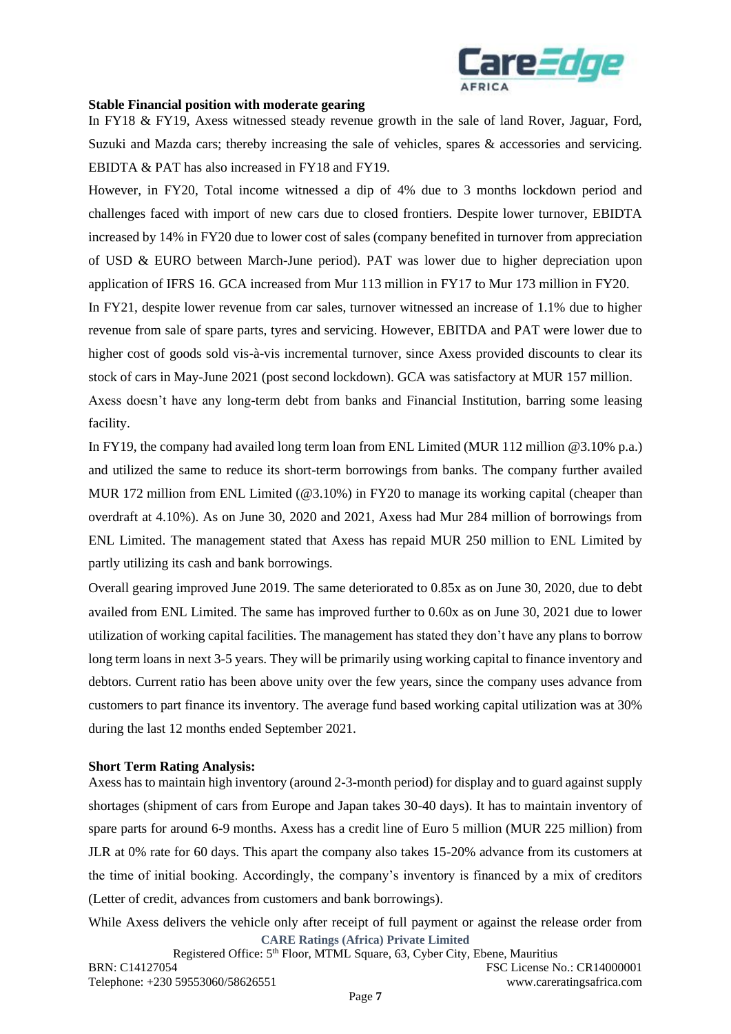**Stable Financial position with moderate gearing**

In FY18 & FY19, Axess witnessed steady revenue growth in the sale of land Rover, Jaguar, Ford, Suzuki and Mazda cars; thereby increasing the sale of vehicles, spares & accessories and servicing. EBIDTA & PAT has also increased in FY18 and FY19.

However, in FY20, Total income witnessed a dip of 4% due to 3 months lockdown period and challenges faced with import of new cars due to closed frontiers. Despite lower turnover, EBIDTA increased by 14% in FY20 due to lower cost of sales (company benefited in turnover from appreciation of USD & EURO between March-June period). PAT was lower due to higher depreciation upon application of IFRS 16. GCA increased from Mur 113 million in FY17 to Mur 173 million in FY20.

In FY21, despite lower revenue from car sales, turnover witnessed an increase of 1.1% due to higher revenue from sale of spare parts, tyres and servicing. However, EBITDA and PAT were lower due to higher cost of goods sold vis-à-vis incremental turnover, since Axess provided discounts to clear its stock of cars in May-June 2021 (post second lockdown). GCA was satisfactory at MUR 157 million.

Axess doesn't have any long-term debt from banks and Financial Institution, barring some leasing facility.

In FY19, the company had availed long term loan from ENL Limited (MUR 112 million @3.10% p.a.) and utilized the same to reduce its short-term borrowings from banks. The company further availed MUR 172 million from ENL Limited (@3.10%) in FY20 to manage its working capital (cheaper than overdraft at 4.10%). As on June 30, 2020 and 2021, Axess had Mur 284 million of borrowings from ENL Limited. The management stated that Axess has repaid MUR 250 million to ENL Limited by partly utilizing its cash and bank borrowings.

Overall gearing improved June 2019. The same deteriorated to 0.85x as on June 30, 2020, due to debt availed from ENL Limited. The same has improved further to 0.60x as on June 30, 2021 due to lower utilization of working capital facilities. The management has stated they don't have any plans to borrow long term loans in next 3-5 years. They will be primarily using working capital to finance inventory and debtors. Current ratio has been above unity over the few years, since the company uses advance from customers to part finance its inventory. The average fund based working capital utilization was at 30% during the last 12 months ended September 2021.

**Short Term Rating Analysis:**

Axess has to maintain high inventory (around 2-3-month period) for display and to guard against supply shortages (shipment of cars from Europe and Japan takes 30-40 days). It has to maintain inventory of spare parts for around 6-9 months. Axess has a credit line of Euro 5 million (MUR 225 million) from JLR at 0% rate for 60 days. This apart the company also takes 15-20% advance from its customers at the time of initial booking. Accordingly, the company's inventory is financed by a mix of creditors (Letter of credit, advances from customers and bank borrowings).

While Axess delivers the vehicle only after receipt of full payment or against the release order from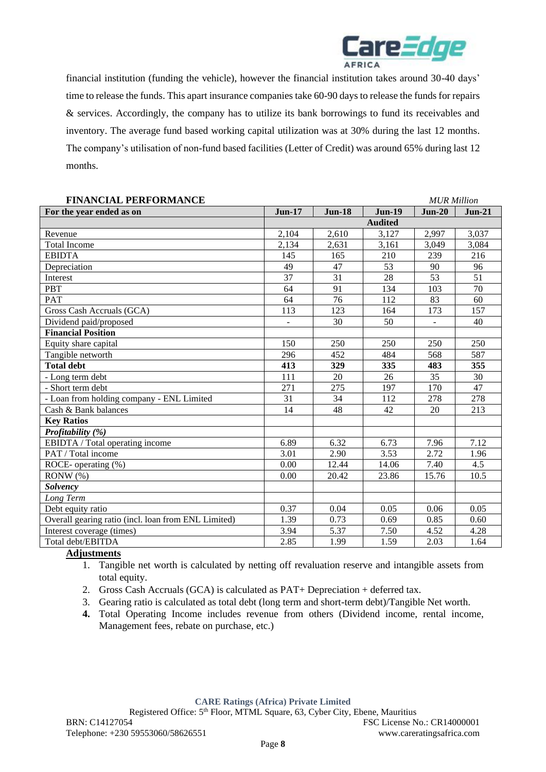financial institution (funding the vehicle), however the financial institution takes around 30-40 days' time to release the funds. This apart insurance companies take 60-90 days to release the funds for repairs & services. Accordingly, the company has to utilize its bank borrowings to fund its receivables and inventory. The average fund based working capital utilization was at 30% during the last 12 months. The company's utilisation of non-fund based facilities (Letter of Credit) was around 65% during last 12 months.

**FINANCIAL PERFORMANCE** *MUR Million*

| For the year ended as on | Jun-17 | Jun-18 | Jun-19 | Jun-20 | Jun-21 |
|---|---|---|---|---|---|
| | | | **Audited** | | |
| Revenue | 2,104 | 2,610 | 3,127 | 2,997 | 3,037 |
| Total Income | 2,134 | 2,631 | 3,161 | 3,049 | 3,084 |
| EBIDTA | 145 | 165 | 210 | 239 | 216 |
| Depreciation | 49 | 47 | 53 | 90 | 96 |
| Interest | 37 | 31 | 28 | 53 | 51 |
| PBT | 64 | 91 | 134 | 103 | 70 |
| PAT | 64 | 76 | 112 | 83 | 60 |
| Gross Cash Accruals (GCA) | 113 | 123 | 164 | 173 | 157 |
| Dividend paid/proposed | - | 30 | 50 | - | 40 |
| **Financial Position** | | | | | |
| Equity share capital | 150 | 250 | 250 | 250 | 250 |
| Tangible networth | 296 | 452 | 484 | 568 | 587 |
| **Total debt** | **413** | **329** | **335** | **483** | **355** |
| - Long term debt | 111 | 20 | 26 | 35 | 30 |
| - Short term debt | 271 | 275 | 197 | 170 | 47 |
| - Loan from holding company - ENL Limited | 31 | 34 | 112 | 278 | 278 |
| Cash & Bank balances | 14 | 48 | 42 | 20 | 213 |
| **Key Ratios** | | | | | |
| ***Profitability (%)*** | | | | | |
| EBIDTA / Total operating income | 6.89 | 6.32 | 6.73 | 7.96 | 7.12 |
| PAT / Total income | 3.01 | 2.90 | 3.53 | 2.72 | 1.96 |
| ROCE- operating (%) | 0.00 | 12.44 | 14.06 | 7.40 | 4.5 |
| RONW (%) | 0.00 | 20.42 | 23.86 | 15.76 | 10.5 |
| ***Solvency*** | | | | | |
| *Long Term* | | | | | |
| Debt equity ratio | 0.37 | 0.04 | 0.05 | 0.06 | 0.05 |
| Overall gearing ratio (incl. loan from ENL Limited) | 1.39 | 0.73 | 0.69 | 0.85 | 0.60 |
| Interest coverage (times) | 3.94 | 5.37 | 7.50 | 4.52 | 4.28 |
| Total debt/EBITDA | 2.85 | 1.99 | 1.59 | 2.03 | 1.64 |

**Adjustments**

1. Tangible net worth is calculated by netting off revaluation reserve and intangible assets from total equity.
2. Gross Cash Accruals (GCA) is calculated as PAT+ Depreciation + deferred tax.
3. Gearing ratio is calculated as total debt (long term and short-term debt)/Tangible Net worth.
4. Total Operating Income includes revenue from others (Dividend income, rental income, Management fees, rebate on purchase, etc.)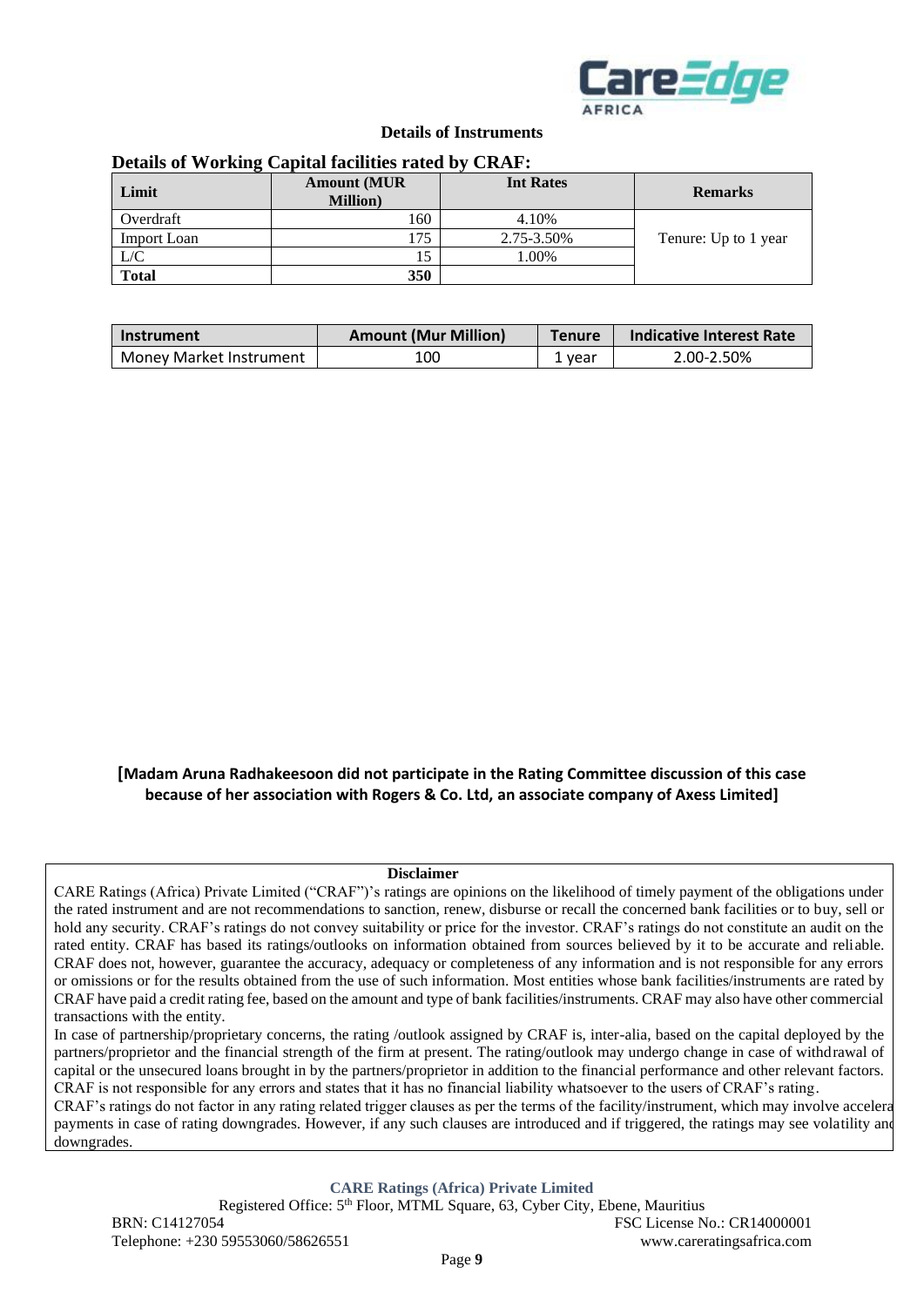## Details of Instruments

### Details of Working Capital facilities rated by CRAF:

| Limit | Amount (MUR Million) | Int Rates | Remarks |
|---|---|---|---|
| Overdraft | 160 | 4.10% | Tenure: Up to 1 year |
| Import Loan | 175 | 2.75-3.50% | |
| L/C | 15 | 1.00% | |
| **Total** | **350** | | |

| Instrument | Amount (Mur Million) | Tenure | Indicative Interest Rate |
|---|---|---|---|
| Money Market Instrument | 100 | 1 year | 2.00-2.50% |

**[Madam Aruna Radhakeesoon did not participate in the Rating Committee discussion of this case because of her association with Rogers & Co. Ltd, an associate company of Axess Limited]**

**Disclaimer**

CARE Ratings (Africa) Private Limited ("CRAF")'s ratings are opinions on the likelihood of timely payment of the obligations under the rated instrument and are not recommendations to sanction, renew, disburse or recall the concerned bank facilities or to buy, sell or hold any security. CRAF's ratings do not convey suitability or price for the investor. CRAF's ratings do not constitute an audit on the rated entity. CRAF has based its ratings/outlooks on information obtained from sources believed by it to be accurate and reliable. CRAF does not, however, guarantee the accuracy, adequacy or completeness of any information and is not responsible for any errors or omissions or for the results obtained from the use of such information. Most entities whose bank facilities/instruments are rated by CRAF have paid a credit rating fee, based on the amount and type of bank facilities/instruments. CRAF may also have other commercial transactions with the entity.

In case of partnership/proprietary concerns, the rating /outlook assigned by CRAF is, inter-alia, based on the capital deployed by the partners/proprietor and the financial strength of the firm at present. The rating/outlook may undergo change in case of withdrawal of capital or the unsecured loans brought in by the partners/proprietor in addition to the financial performance and other relevant factors. CRAF is not responsible for any errors and states that it has no financial liability whatsoever to the users of CRAF's rating.

CRAF's ratings do not factor in any rating related trigger clauses as per the terms of the facility/instrument, which may involve accelera payments in case of rating downgrades. However, if any such clauses are introduced and if triggered, the ratings may see volatility and downgrades.

**CARE Ratings (Africa) Private Limited**

Registered Office: 5th Floor, MTML Square, 63, Cyber City, Ebene, Mauritius

BRN: C14127054 FSC License No.: CR14000001

Telephone: +230 59553060/58626551 www.careratingsafrica.com